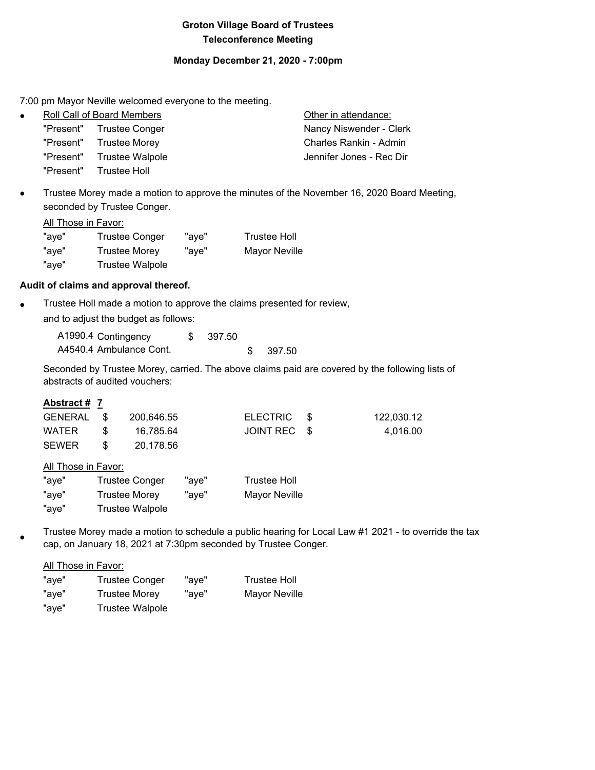# Groton Village Board of Trustees
## Teleconference Meeting

**Monday December 21, 2020 - 7:00pm**

7:00 pm Mayor Neville welcomed everyone to the meeting.

- Roll Call of Board Members

| | | Other in attendance: |
|---|---|---|
| "Present" | Trustee Conger | Nancy Niswender - Clerk |
| "Present" | Trustee Morey | Charles Rankin - Admin |
| "Present" | Trustee Walpole | Jennifer Jones - Rec Dir |
| "Present" | Trustee Holl | |

- Trustee Morey made a motion to approve the minutes of the November 16, 2020 Board Meeting, seconded by Trustee Conger.

All Those in Favor:

| | | | |
|---|---|---|---|
| "aye" | Trustee Conger | "aye" | Trustee Holl |
| "aye" | Trustee Morey | "aye" | Mayor Neville |
| "aye" | Trustee Walpole | | |

**Audit of claims and approval thereof.**

- Trustee Holl made a motion to approve the claims presented for review, and to adjust the budget as follows:

| | | |
|---|---|---|
| A1990.4 Contingency | $ 397.50 | |
| A4540.4 Ambulance Cont. | | $ 397.50 |

Seconded by Trustee Morey, carried. The above claims paid are covered by the following lists of abstracts of audited vouchers:

**Abstract # 7**

| | | | |
|---|---|---|---|
| GENERAL | $ 200,646.55 | ELECTRIC | $ 122,030.12 |
| WATER | $ 16,785.64 | JOINT REC | $ 4,016.00 |
| SEWER | $ 20,178.56 | | |

All Those in Favor:

| | | | |
|---|---|---|---|
| "aye" | Trustee Conger | "aye" | Trustee Holl |
| "aye" | Trustee Morey | "aye" | Mayor Neville |
| "aye" | Trustee Walpole | | |

- Trustee Morey made a motion to schedule a public hearing for Local Law #1 2021 - to override the tax cap, on January 18, 2021 at 7:30pm seconded by Trustee Conger.

All Those in Favor:

| | | | |
|---|---|---|---|
| "aye" | Trustee Conger | "aye" | Trustee Holl |
| "aye" | Trustee Morey | "aye" | Mayor Neville |
| "aye" | Trustee Walpole | | |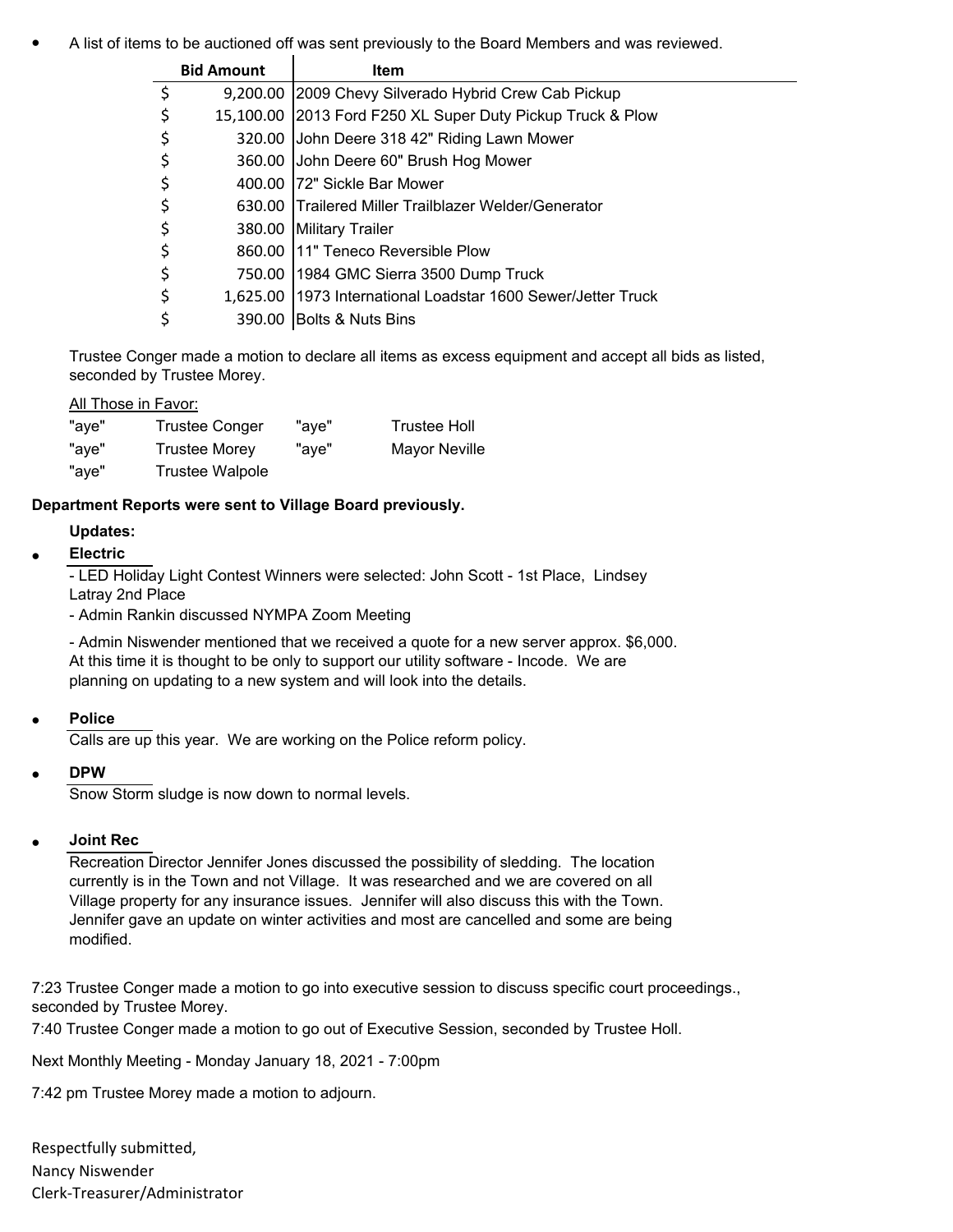- A list of items to be auctioned off was sent previously to the Board Members and was reviewed.

| Bid Amount | Item |
|---|---|
| $ 9,200.00 | 2009 Chevy Silverado Hybrid Crew Cab Pickup |
| $ 15,100.00 | 2013 Ford F250 XL Super Duty Pickup Truck & Plow |
| $ 320.00 | John Deere 318 42" Riding Lawn Mower |
| $ 360.00 | John Deere 60" Brush Hog Mower |
| $ 400.00 | 72" Sickle Bar Mower |
| $ 630.00 | Trailered Miller Trailblazer Welder/Generator |
| $ 380.00 | Military Trailer |
| $ 860.00 | 11" Teneco Reversible Plow |
| $ 750.00 | 1984 GMC Sierra 3500 Dump Truck |
| $ 1,625.00 | 1973 International Loadstar 1600 Sewer/Jetter Truck |
| $ 390.00 | Bolts & Nuts Bins |

Trustee Conger made a motion to declare all items as excess equipment and accept all bids as listed, seconded by Trustee Morey.

All Those in Favor:

| | | | |
|---|---|---|---|
| "aye" | Trustee Conger | "aye" | Trustee Holl |
| "aye" | Trustee Morey | "aye" | Mayor Neville |
| "aye" | Trustee Walpole | | |

**Department Reports were sent to Village Board previously.**

**Updates:**

- **Electric**

  - LED Holiday Light Contest Winners were selected: John Scott - 1st Place, Lindsey Latray 2nd Place
  - Admin Rankin discussed NYMPA Zoom Meeting
  - Admin Niswender mentioned that we received a quote for a new server approx. $6,000. At this time it is thought to be only to support our utility software - Incode. We are planning on updating to a new system and will look into the details.

- **Police**

  Calls are up this year. We are working on the Police reform policy.

- **DPW**

  Snow Storm sludge is now down to normal levels.

- **Joint Rec**

  Recreation Director Jennifer Jones discussed the possibility of sledding. The location currently is in the Town and not Village. It was researched and we are covered on all Village property for any insurance issues. Jennifer will also discuss this with the Town. Jennifer gave an update on winter activities and most are cancelled and some are being modified.

7:23 Trustee Conger made a motion to go into executive session to discuss specific court proceedings., seconded by Trustee Morey.

7:40 Trustee Conger made a motion to go out of Executive Session, seconded by Trustee Holl.

Next Monthly Meeting - Monday January 18, 2021 - 7:00pm

7:42 pm Trustee Morey made a motion to adjourn.

Respectfully submitted,
Nancy Niswender
Clerk-Treasurer/Administrator